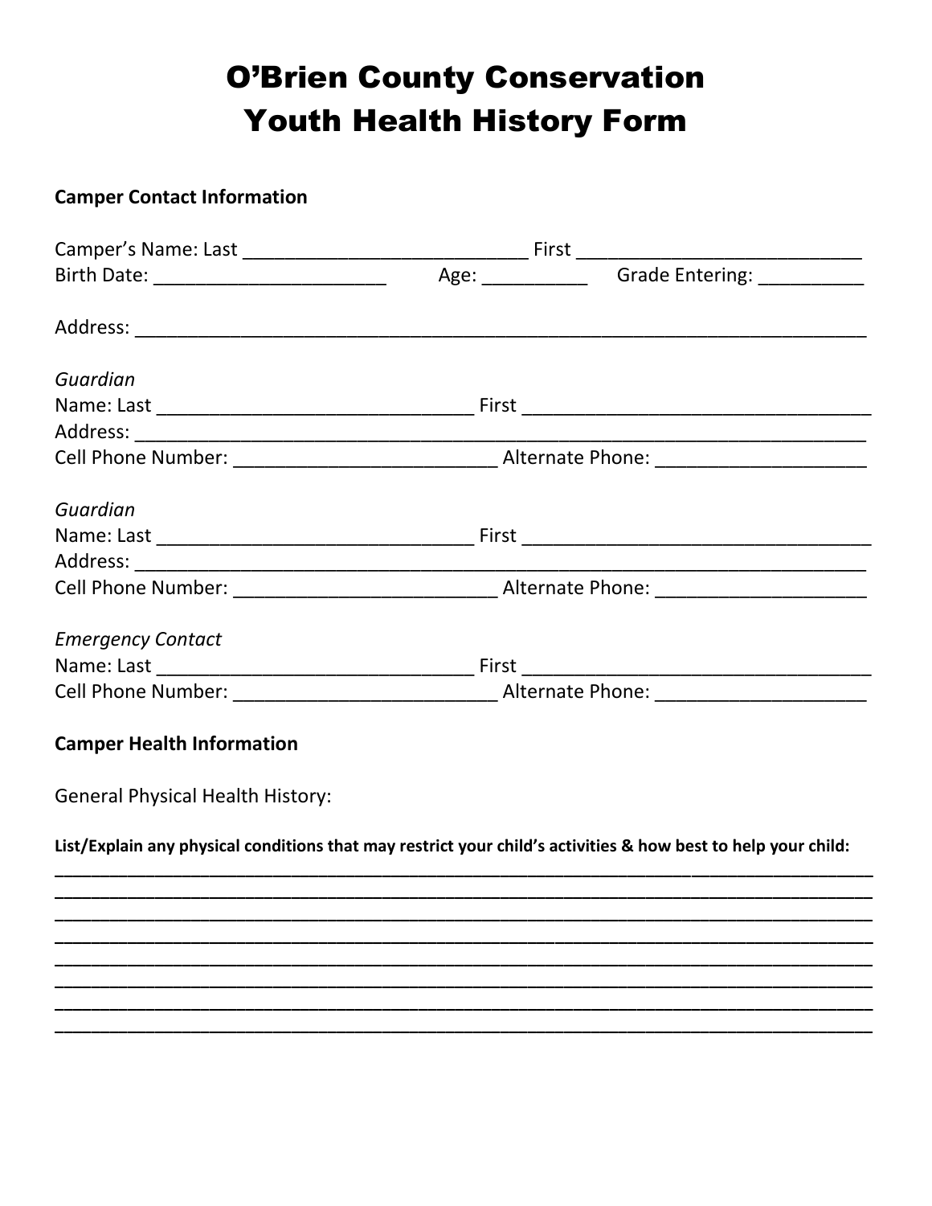# O'Brien County Conservation
# Youth Health History Form

**Camper Contact Information**

Camper's Name: Last ____________________________ First ____________________________
Birth Date: _______________________ Age: __________ Grade Entering: __________

Address: ________________________________________________________________________

*Guardian*
Name: Last _______________________________ First __________________________________
Address: ________________________________________________________________________
Cell Phone Number: __________________________ Alternate Phone: ____________________

*Guardian*
Name: Last _______________________________ First __________________________________
Address: ________________________________________________________________________
Cell Phone Number: __________________________ Alternate Phone: ____________________

*Emergency Contact*
Name: Last _______________________________ First __________________________________
Cell Phone Number: __________________________ Alternate Phone: ____________________

**Camper Health Information**

General Physical Health History:

**List/Explain any physical conditions that may restrict your child's activities & how best to help your child:**
_________________________________________________________________________________
_________________________________________________________________________________
_________________________________________________________________________________
_________________________________________________________________________________
_________________________________________________________________________________
_________________________________________________________________________________
_________________________________________________________________________________
_________________________________________________________________________________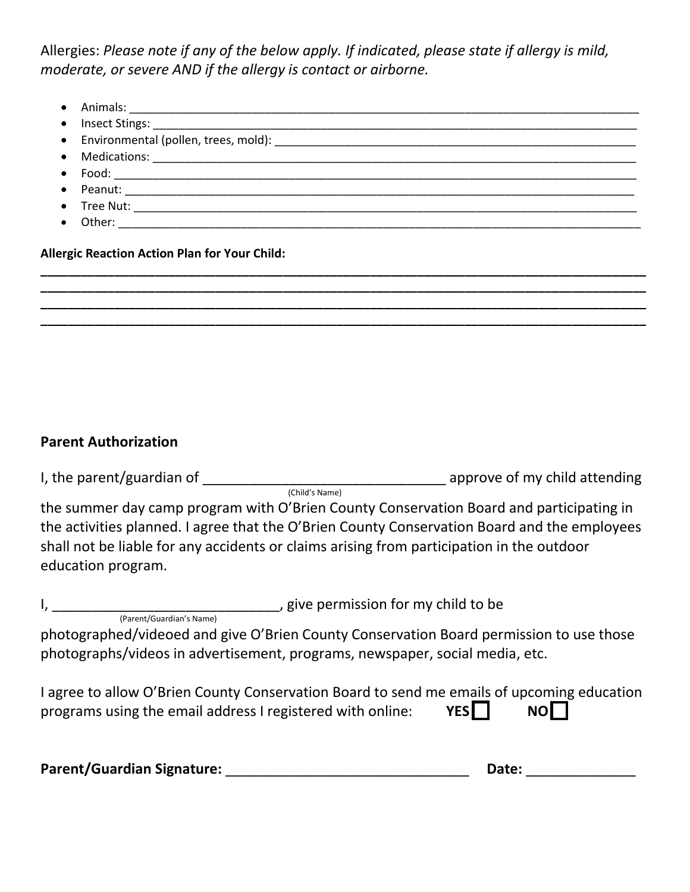Allergies: *Please note if any of the below apply. If indicated, please state if allergy is mild, moderate, or severe AND if the allergy is contact or airborne.*

- Animals: ______________________________________________________________________________
- Insect Stings: __________________________________________________________________________
- Environmental (pollen, trees, mold): ______________________________________________________
- Medications: ___________________________________________________________________________
- Food: _________________________________________________________________________________
- Peanut: _______________________________________________________________________________
- Tree Nut: _____________________________________________________________________________
- Other: ________________________________________________________________________________

**Allergic Reaction Action Plan for Your Child:**

__________________________________________________________________________________________
__________________________________________________________________________________________
__________________________________________________________________________________________
__________________________________________________________________________________________

**Parent Authorization**

I, the parent/guardian of ______________________________ approve of my child attending
(Child's Name)
the summer day camp program with O'Brien County Conservation Board and participating in the activities planned. I agree that the O'Brien County Conservation Board and the employees shall not be liable for any accidents or claims arising from participation in the outdoor education program.

I, ______________________________, give permission for my child to be
(Parent/Guardian's Name)
photographed/videoed and give O'Brien County Conservation Board permission to use those photographs/videos in advertisement, programs, newspaper, social media, etc.

I agree to allow O'Brien County Conservation Board to send me emails of upcoming education programs using the email address I registered with online: **YES** ☐ **NO** ☐

**Parent/Guardian Signature:** ______________________________ **Date:** ______________